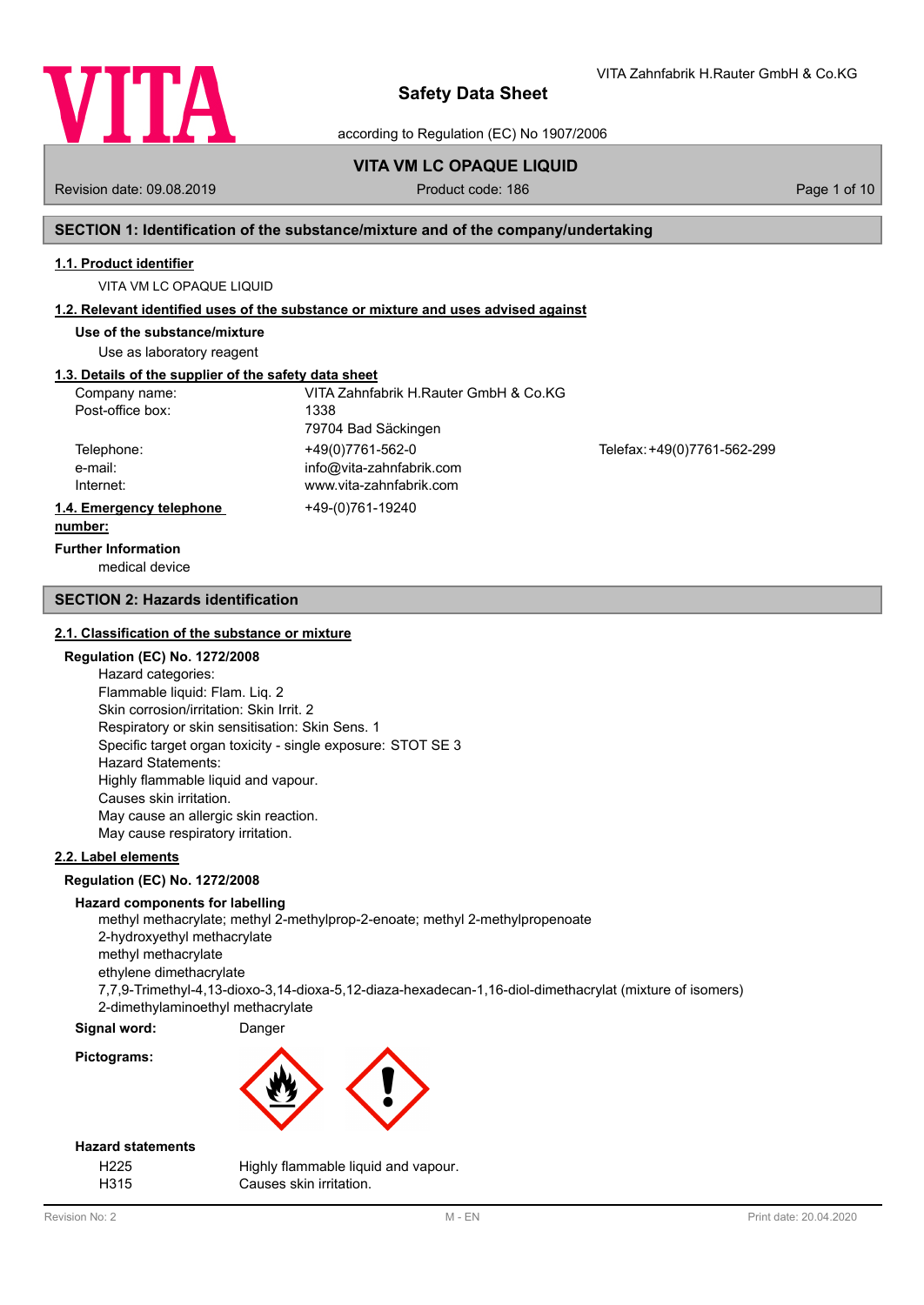# Safety Data Sheet

according to Regulation (EC) No 1907/2006

VITA Zahnfabrik H.Rauter GmbH & Co.KG

## VITA VM LC OPAQUE LIQUID

Revision date: 09.08.2019 | Product code: 186

## SECTION 1: Identification of the substance/mixture and of the company/undertaking

### 1.1. Product identifier

VITA VM LC OPAQUE LIQUID

### 1.2. Relevant identified uses of the substance or mixture and uses advised against

**Use of the substance/mixture**

Use as laboratory reagent

### 1.3. Details of the supplier of the safety data sheet

| | | |
|---|---|---|
| Company name: | VITA Zahnfabrik H.Rauter GmbH & Co.KG | |
| Post-office box: | 1338 | |
| | 79704 Bad Säckingen | |
| Telephone: | +49(0)7761-562-0 | Telefax: +49(0)7761-562-299 |
| e-mail: | info@vita-zahnfabrik.com | |
| Internet: | www.vita-zahnfabrik.com | |

### 1.4. Emergency telephone number:

+49-(0)761-19240

**Further Information**

medical device

## SECTION 2: Hazards identification

### 2.1. Classification of the substance or mixture

**Regulation (EC) No. 1272/2008**

Hazard categories:
Flammable liquid: Flam. Liq. 2
Skin corrosion/irritation: Skin Irrit. 2
Respiratory or skin sensitisation: Skin Sens. 1
Specific target organ toxicity - single exposure: STOT SE 3
Hazard Statements:
Highly flammable liquid and vapour.
Causes skin irritation.
May cause an allergic skin reaction.
May cause respiratory irritation.

### 2.2. Label elements

**Regulation (EC) No. 1272/2008**

**Hazard components for labelling**

methyl methacrylate; methyl 2-methylprop-2-enoate; methyl 2-methylpropenoate
2-hydroxyethyl methacrylate
methyl methacrylate
ethylene dimethacrylate
7,7,9-Trimethyl-4,13-dioxo-3,14-dioxa-5,12-diaza-hexadecan-1,16-diol-dimethacrylat (mixture of isomers)
2-dimethylaminoethyl methacrylate

**Signal word:** Danger

**Pictograms:**

**Hazard statements**

| | |
|---|---|
| H225 | Highly flammable liquid and vapour. |
| H315 | Causes skin irritation. |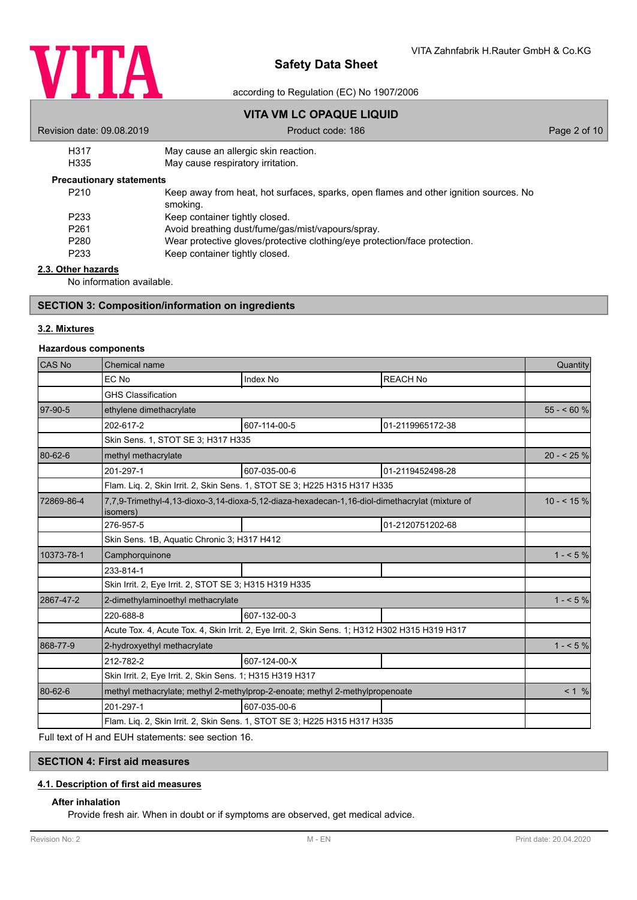| | |
|---|---|
| H317 | May cause an allergic skin reaction. |
| H335 | May cause respiratory irritation. |

**Precautionary statements**

| | |
|---|---|
| P210 | Keep away from heat, hot surfaces, sparks, open flames and other ignition sources. No smoking. |
| P233 | Keep container tightly closed. |
| P261 | Avoid breathing dust/fume/gas/mist/vapours/spray. |
| P280 | Wear protective gloves/protective clothing/eye protection/face protection. |
| P233 | Keep container tightly closed. |

### 2.3. Other hazards

No information available.

## SECTION 3: Composition/information on ingredients

### 3.2. Mixtures

**Hazardous components**

| CAS No | Chemical name | | | Quantity |
|---|---|---|---|---|
| | EC No | Index No | REACH No | |
| | GHS Classification | | | |
| 97-90-5 | ethylene dimethacrylate | | | 55 - < 60 % |
| | 202-617-2 | 607-114-00-5 | 01-2119965172-38 | |
| | Skin Sens. 1, STOT SE 3; H317 H335 | | | |
| 80-62-6 | methyl methacrylate | | | 20 - < 25 % |
| | 201-297-1 | 607-035-00-6 | 01-2119452498-28 | |
| | Flam. Liq. 2, Skin Irrit. 2, Skin Sens. 1, STOT SE 3; H225 H315 H317 H335 | | | |
| 72869-86-4 | 7,7,9-Trimethyl-4,13-dioxo-3,14-dioxa-5,12-diaza-hexadecan-1,16-diol-dimethacrylat (mixture of isomers) | | | 10 - < 15 % |
| | 276-957-5 | | 01-2120751202-68 | |
| | Skin Sens. 1B, Aquatic Chronic 3; H317 H412 | | | |
| 10373-78-1 | Camphorquinone | | | 1 - < 5 % |
| | 233-814-1 | | | |
| | Skin Irrit. 2, Eye Irrit. 2, STOT SE 3; H315 H319 H335 | | | |
| 2867-47-2 | 2-dimethylaminoethyl methacrylate | | | 1 - < 5 % |
| | 220-688-8 | 607-132-00-3 | | |
| | Acute Tox. 4, Acute Tox. 4, Skin Irrit. 2, Eye Irrit. 2, Skin Sens. 1; H312 H302 H315 H319 H317 | | | |
| 868-77-9 | 2-hydroxyethyl methacrylate | | | 1 - < 5 % |
| | 212-782-2 | 607-124-00-X | | |
| | Skin Irrit. 2, Eye Irrit. 2, Skin Sens. 1; H315 H319 H317 | | | |
| 80-62-6 | methyl methacrylate; methyl 2-methylprop-2-enoate; methyl 2-methylpropenoate | | | < 1 % |
| | 201-297-1 | 607-035-00-6 | | |
| | Flam. Liq. 2, Skin Irrit. 2, Skin Sens. 1, STOT SE 3; H225 H315 H317 H335 | | | |

Full text of H and EUH statements: see section 16.

## SECTION 4: First aid measures

### 4.1. Description of first aid measures

**After inhalation**

Provide fresh air. When in doubt or if symptoms are observed, get medical advice.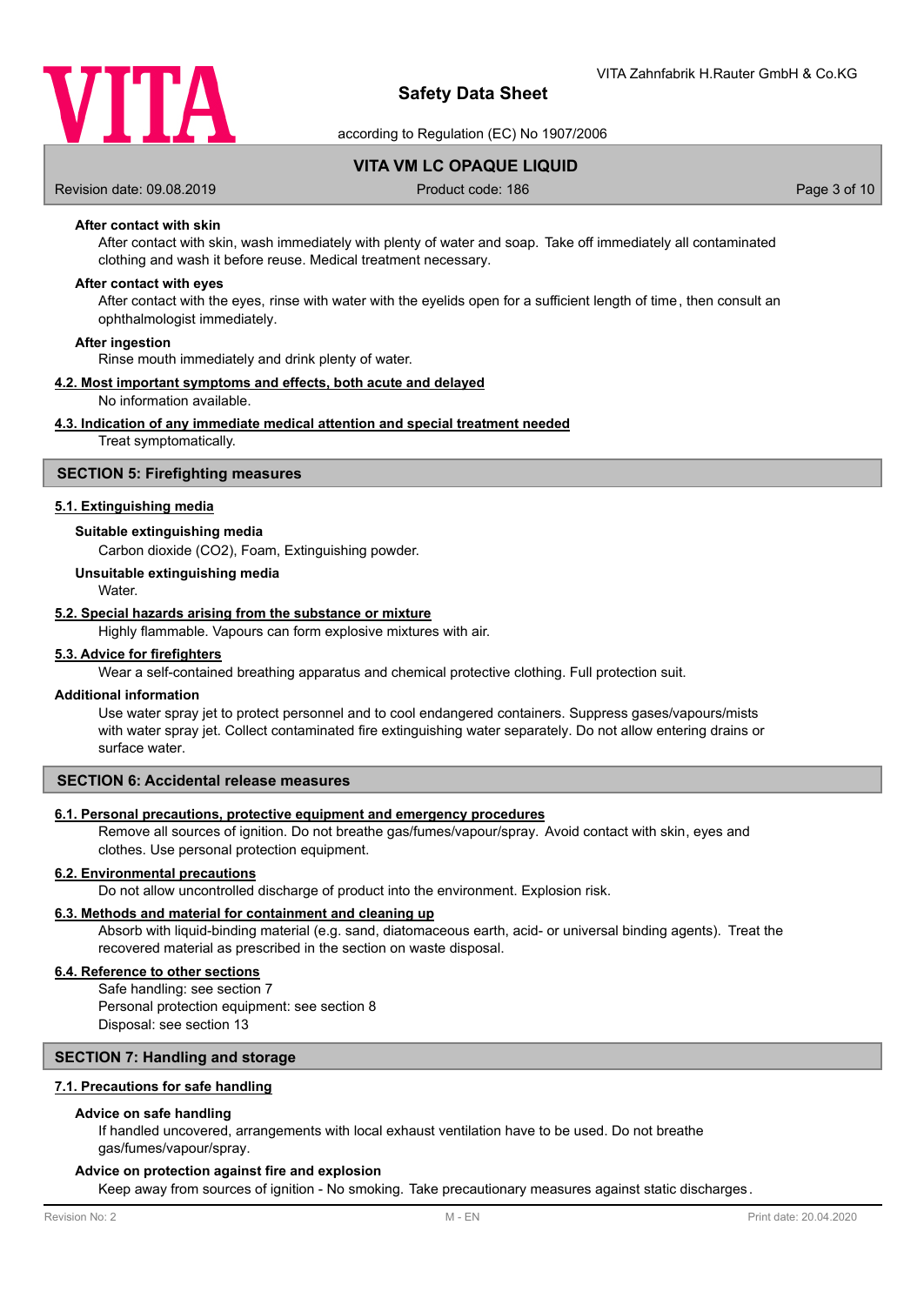#### After contact with skin

After contact with skin, wash immediately with plenty of water and soap. Take off immediately all contaminated clothing and wash it before reuse. Medical treatment necessary.

#### After contact with eyes

After contact with the eyes, rinse with water with the eyelids open for a sufficient length of time, then consult an ophthalmologist immediately.

#### After ingestion

Rinse mouth immediately and drink plenty of water.

### 4.2. Most important symptoms and effects, both acute and delayed

No information available.

### 4.3. Indication of any immediate medical attention and special treatment needed

Treat symptomatically.

## SECTION 5: Firefighting measures

### 5.1. Extinguishing media

#### Suitable extinguishing media

Carbon dioxide ($CO_2$), Foam, Extinguishing powder.

#### Unsuitable extinguishing media

Water.

### 5.2. Special hazards arising from the substance or mixture

Highly flammable. Vapours can form explosive mixtures with air.

### 5.3. Advice for firefighters

Wear a self-contained breathing apparatus and chemical protective clothing. Full protection suit.

#### Additional information

Use water spray jet to protect personnel and to cool endangered containers. Suppress gases/vapours/mists with water spray jet. Collect contaminated fire extinguishing water separately. Do not allow entering drains or surface water.

## SECTION 6: Accidental release measures

### 6.1. Personal precautions, protective equipment and emergency procedures

Remove all sources of ignition. Do not breathe gas/fumes/vapour/spray. Avoid contact with skin, eyes and clothes. Use personal protection equipment.

### 6.2. Environmental precautions

Do not allow uncontrolled discharge of product into the environment. Explosion risk.

### 6.3. Methods and material for containment and cleaning up

Absorb with liquid-binding material (e.g. sand, diatomaceous earth, acid- or universal binding agents). Treat the recovered material as prescribed in the section on waste disposal.

### 6.4. Reference to other sections

Safe handling: see section 7
Personal protection equipment: see section 8
Disposal: see section 13

## SECTION 7: Handling and storage

### 7.1. Precautions for safe handling

#### Advice on safe handling

If handled uncovered, arrangements with local exhaust ventilation have to be used. Do not breathe gas/fumes/vapour/spray.

#### Advice on protection against fire and explosion

Keep away from sources of ignition - No smoking. Take precautionary measures against static discharges.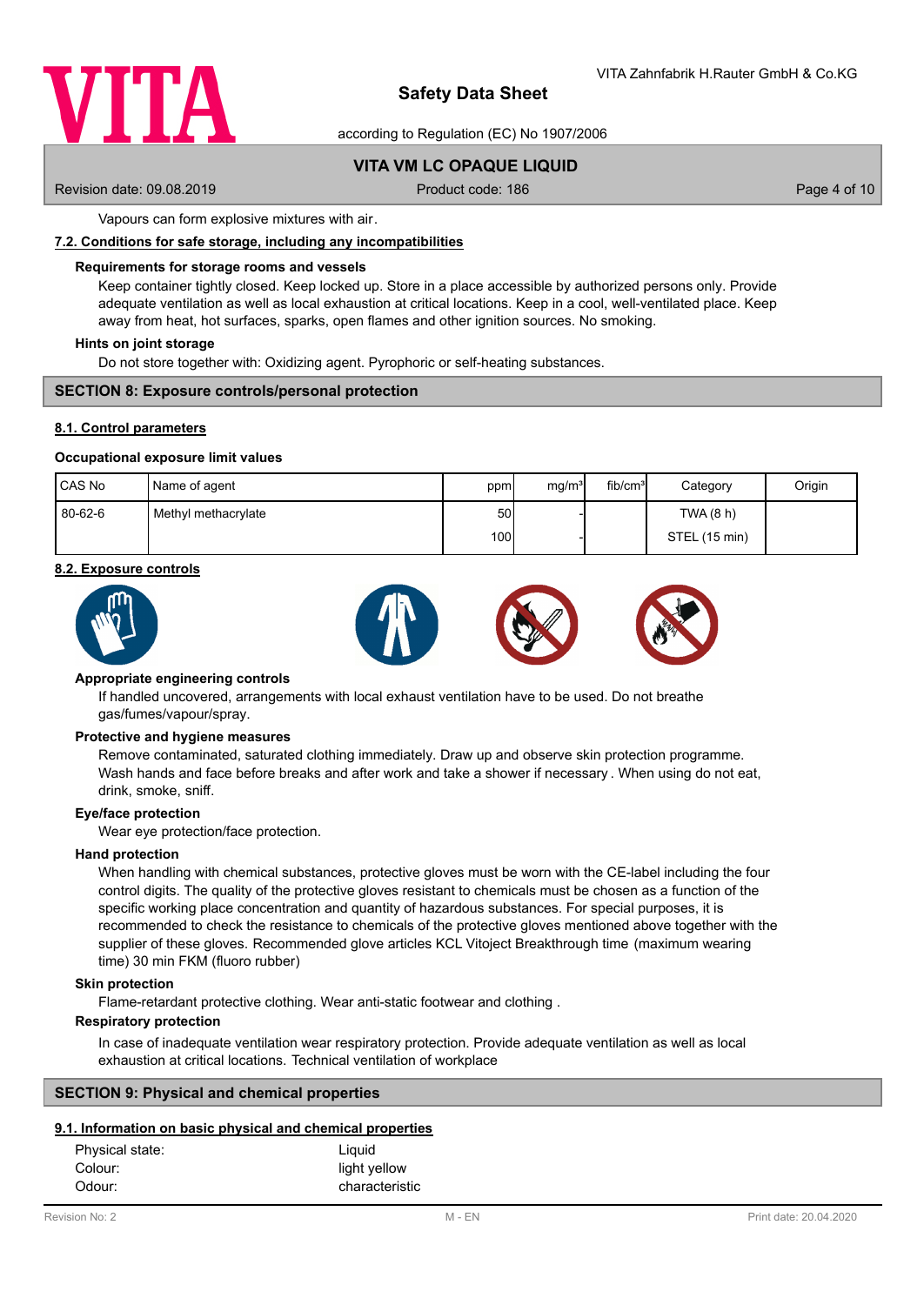Vapours can form explosive mixtures with air.

### 7.2. Conditions for safe storage, including any incompatibilities

**Requirements for storage rooms and vessels**

Keep container tightly closed. Keep locked up. Store in a place accessible by authorized persons only. Provide adequate ventilation as well as local exhaustion at critical locations. Keep in a cool, well-ventilated place. Keep away from heat, hot surfaces, sparks, open flames and other ignition sources. No smoking.

**Hints on joint storage**

Do not store together with: Oxidizing agent. Pyrophoric or self-heating substances.

## SECTION 8: Exposure controls/personal protection

### 8.1. Control parameters

**Occupational exposure limit values**

| CAS No | Name of agent | ppm | mg/m³ | fib/cm³ | Category | Origin |
|---|---|---|---|---|---|---|
| 80-62-6 | Methyl methacrylate | 50 | - | | TWA (8 h) | |
| | | 100 | - | | STEL (15 min) | |

### 8.2. Exposure controls

**Appropriate engineering controls**

If handled uncovered, arrangements with local exhaust ventilation have to be used. Do not breathe gas/fumes/vapour/spray.

**Protective and hygiene measures**

Remove contaminated, saturated clothing immediately. Draw up and observe skin protection programme. Wash hands and face before breaks and after work and take a shower if necessary. When using do not eat, drink, smoke, sniff.

**Eye/face protection**

Wear eye protection/face protection.

**Hand protection**

When handling with chemical substances, protective gloves must be worn with the CE-label including the four control digits. The quality of the protective gloves resistant to chemicals must be chosen as a function of the specific working place concentration and quantity of hazardous substances. For special purposes, it is recommended to check the resistance to chemicals of the protective gloves mentioned above together with the supplier of these gloves. Recommended glove articles KCL Vitoject Breakthrough time (maximum wearing time) 30 min FKM (fluoro rubber)

**Skin protection**

Flame-retardant protective clothing. Wear anti-static footwear and clothing .

**Respiratory protection**

In case of inadequate ventilation wear respiratory protection. Provide adequate ventilation as well as local exhaustion at critical locations. Technical ventilation of workplace

## SECTION 9: Physical and chemical properties

### 9.1. Information on basic physical and chemical properties

| | |
|---|---|
| Physical state: | Liquid |
| Colour: | light yellow |
| Odour: | characteristic |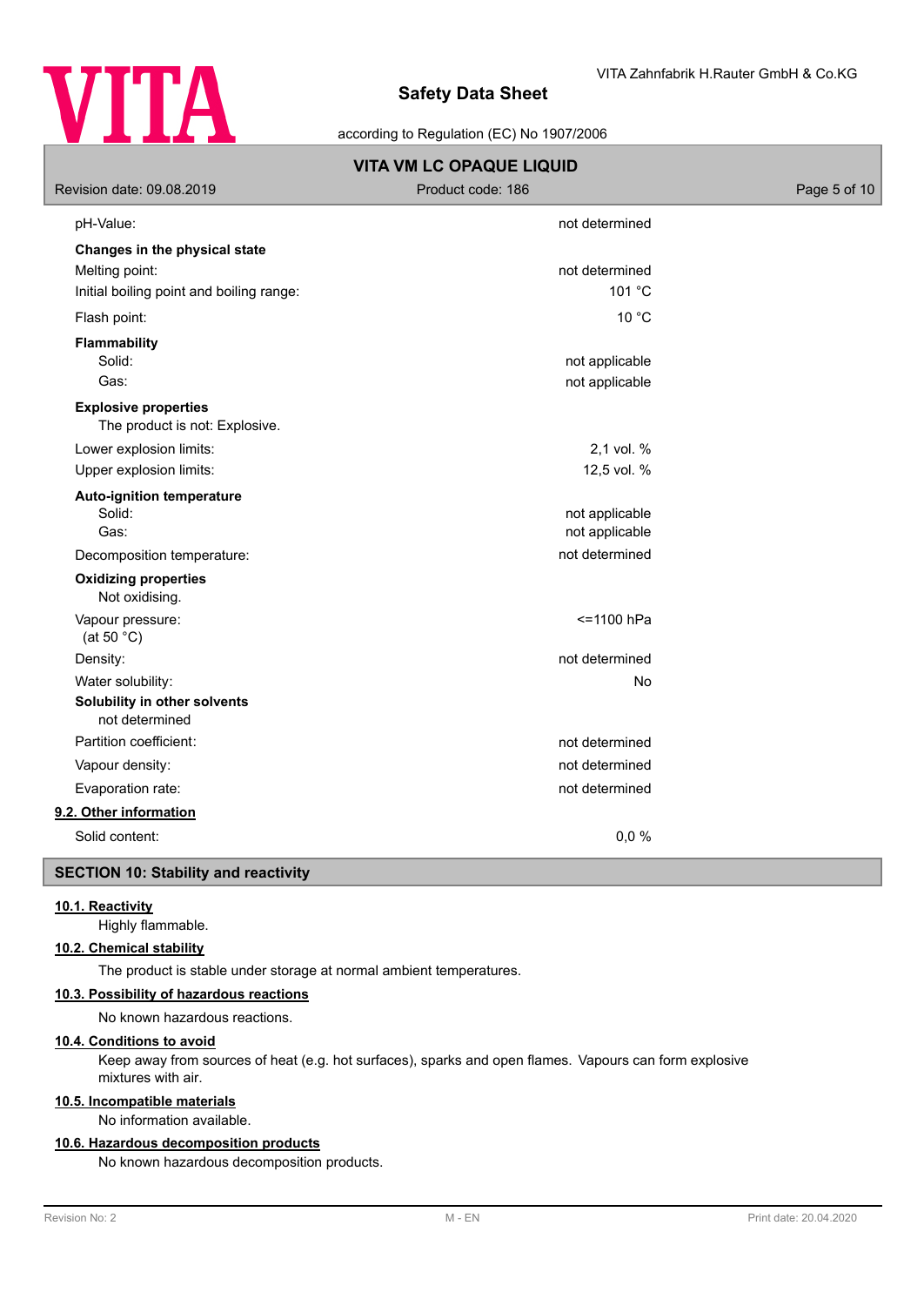| | |
|---|---|
| pH-Value: | not determined |

**Changes in the physical state**

| | |
|---|---|
| Melting point: | not determined |
| Initial boiling point and boiling range: | 101 °C |
| Flash point: | 10 °C |

**Flammability**

| | |
|---|---|
| Solid: | not applicable |
| Gas: | not applicable |

**Explosive properties**

The product is not: Explosive.

| | |
|---|---|
| Lower explosion limits: | 2,1 vol. % |
| Upper explosion limits: | 12,5 vol. % |

**Auto-ignition temperature**

| | |
|---|---|
| Solid: | not applicable |
| Gas: | not applicable |
| Decomposition temperature: | not determined |

**Oxidizing properties**

Not oxidising.

| | |
|---|---|
| Vapour pressure: (at 50 °C) | <=1100 hPa |
| Density: | not determined |
| Water solubility: | No |

**Solubility in other solvents**

not determined

| | |
|---|---|
| Partition coefficient: | not determined |
| Vapour density: | not determined |
| Evaporation rate: | not determined |

### 9.2. Other information

| | |
|---|---|
| Solid content: | 0,0 % |

## SECTION 10: Stability and reactivity

### 10.1. Reactivity

Highly flammable.

### 10.2. Chemical stability

The product is stable under storage at normal ambient temperatures.

### 10.3. Possibility of hazardous reactions

No known hazardous reactions.

### 10.4. Conditions to avoid

Keep away from sources of heat (e.g. hot surfaces), sparks and open flames. Vapours can form explosive mixtures with air.

### 10.5. Incompatible materials

No information available.

### 10.6. Hazardous decomposition products

No known hazardous decomposition products.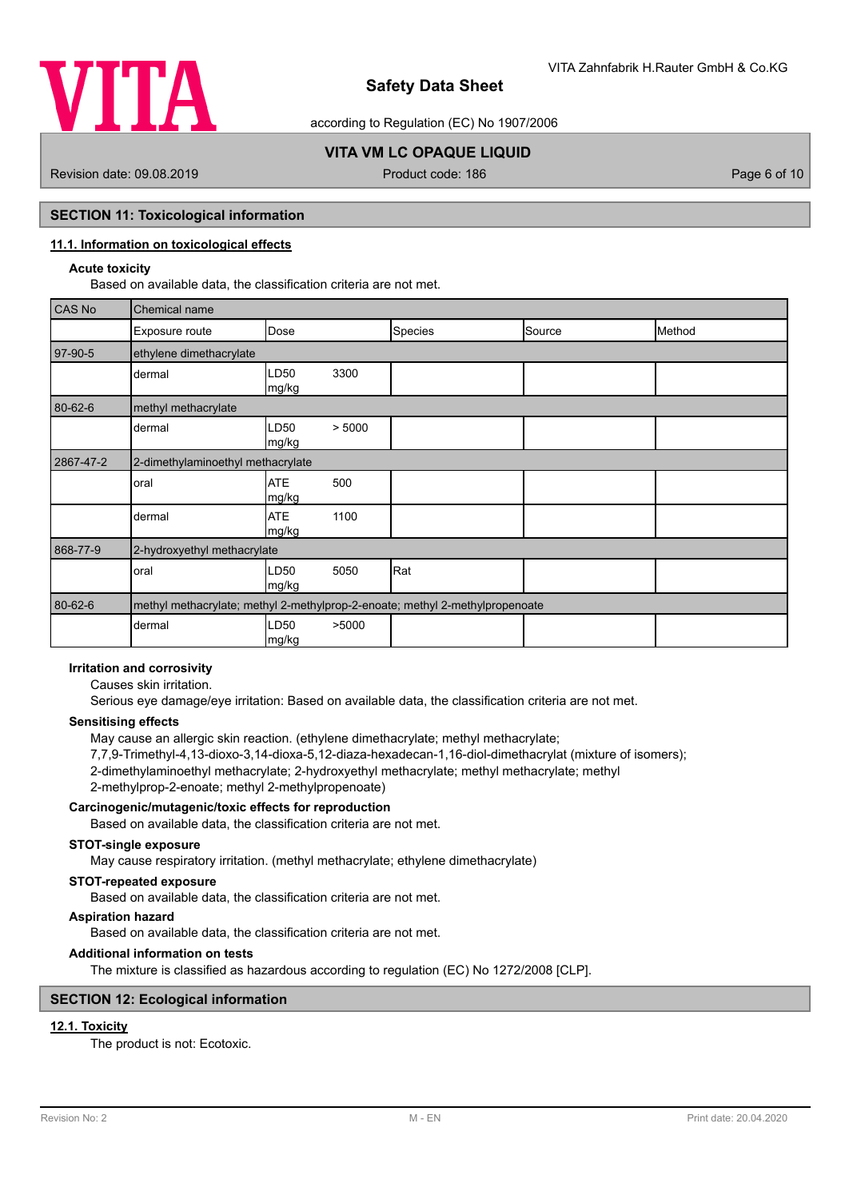## SECTION 11: Toxicological information

### 11.1. Information on toxicological effects

**Acute toxicity**

Based on available data, the classification criteria are not met.

| CAS No | Chemical name | | | | |
|---|---|---|---|---|---|
| | Exposure route | Dose | Species | Source | Method |
| 97-90-5 | ethylene dimethacrylate | | | | |
| | dermal | LD50 3300 mg/kg | | | |
| 80-62-6 | methyl methacrylate | | | | |
| | dermal | LD50 > 5000 mg/kg | | | |
| 2867-47-2 | 2-dimethylaminoethyl methacrylate | | | | |
| | oral | ATE 500 mg/kg | | | |
| | dermal | ATE 1100 mg/kg | | | |
| 868-77-9 | 2-hydroxyethyl methacrylate | | | | |
| | oral | LD50 5050 mg/kg | Rat | | |
| 80-62-6 | methyl methacrylate; methyl 2-methylprop-2-enoate; methyl 2-methylpropenoate | | | | |
| | dermal | LD50 >5000 mg/kg | | | |

**Irritation and corrosivity**

Causes skin irritation.

Serious eye damage/eye irritation: Based on available data, the classification criteria are not met.

**Sensitising effects**

May cause an allergic skin reaction. (ethylene dimethacrylate; methyl methacrylate; 7,7,9-Trimethyl-4,13-dioxo-3,14-dioxa-5,12-diaza-hexadecan-1,16-diol-dimethacrylat (mixture of isomers); 2-dimethylaminoethyl methacrylate; 2-hydroxyethyl methacrylate; methyl methacrylate; methyl 2-methylprop-2-enoate; methyl 2-methylpropenoate)

**Carcinogenic/mutagenic/toxic effects for reproduction**

Based on available data, the classification criteria are not met.

**STOT-single exposure**

May cause respiratory irritation. (methyl methacrylate; ethylene dimethacrylate)

**STOT-repeated exposure**

Based on available data, the classification criteria are not met.

**Aspiration hazard**

Based on available data, the classification criteria are not met.

**Additional information on tests**

The mixture is classified as hazardous according to regulation (EC) No 1272/2008 [CLP].

## SECTION 12: Ecological information

### 12.1. Toxicity

The product is not: Ecotoxic.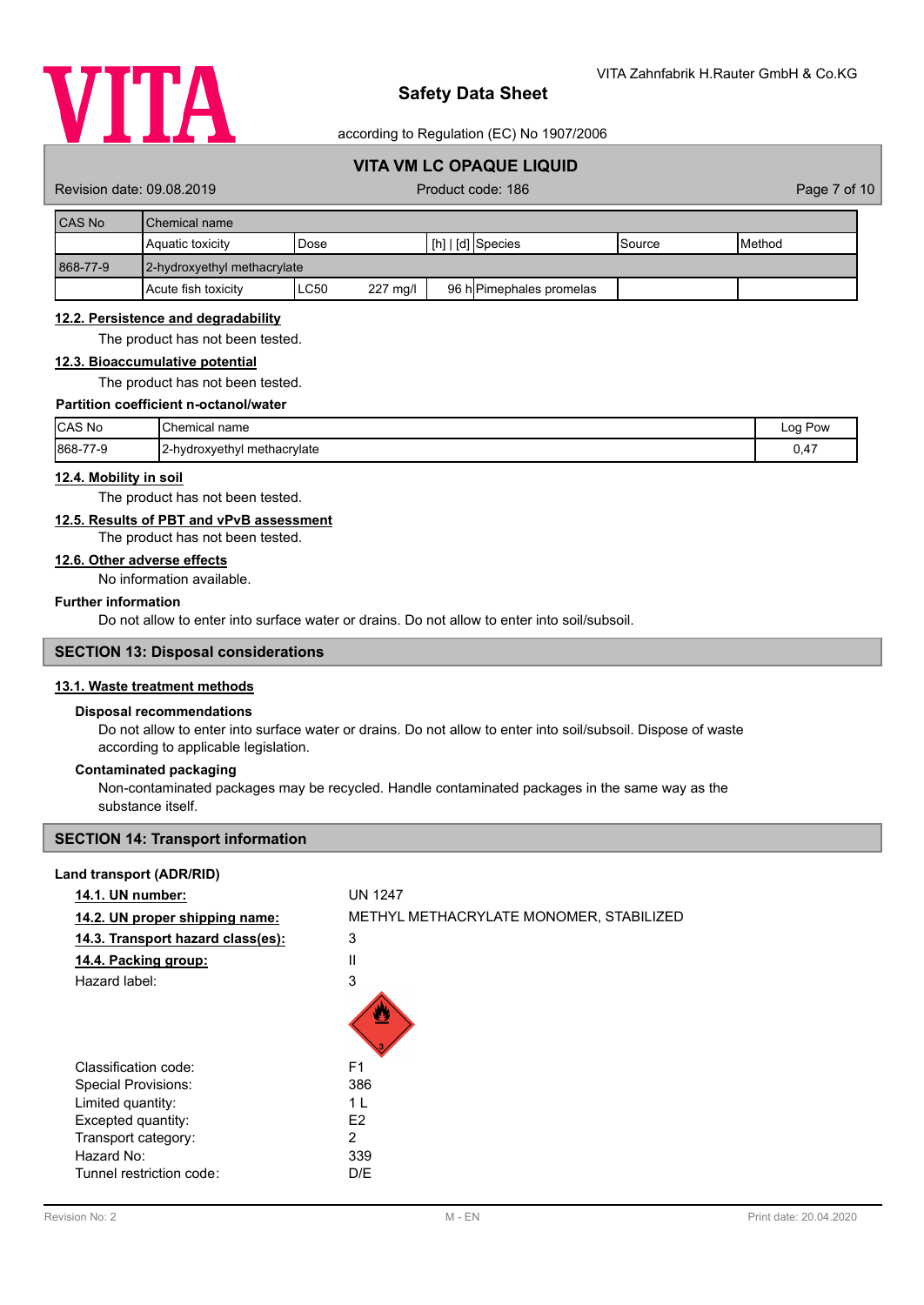| CAS No | Chemical name | | | | |
|---|---|---|---|---|---|
| | Aquatic toxicity | Dose | [h] \| [d] Species | Source | Method |
| 868-77-9 | 2-hydroxyethyl methacrylate | | | | |
| | Acute fish toxicity | LC50 227 mg/l | 96 h Pimephales promelas | | |

### 12.2. Persistence and degradability

The product has not been tested.

### 12.3. Bioaccumulative potential

The product has not been tested.

**Partition coefficient n-octanol/water**

| CAS No | Chemical name | Log Pow |
|---|---|---|
| 868-77-9 | 2-hydroxyethyl methacrylate | 0,47 |

### 12.4. Mobility in soil

The product has not been tested.

### 12.5. Results of PBT and vPvB assessment

The product has not been tested.

### 12.6. Other adverse effects

No information available.

**Further information**

Do not allow to enter into surface water or drains. Do not allow to enter into soil/subsoil.

## SECTION 13: Disposal considerations

### 13.1. Waste treatment methods

**Disposal recommendations**

Do not allow to enter into surface water or drains. Do not allow to enter into soil/subsoil. Dispose of waste according to applicable legislation.

**Contaminated packaging**

Non-contaminated packages may be recycled. Handle contaminated packages in the same way as the substance itself.

## SECTION 14: Transport information

**Land transport (ADR/RID)**

**14.1. UN number:** UN 1247

**14.2. UN proper shipping name:** METHYL METHACRYLATE MONOMER, STABILIZED

**14.3. Transport hazard class(es):** 3

**14.4. Packing group:** II

Hazard label: 3

Classification code: F1

Special Provisions: 386

Limited quantity: 1 L

Excepted quantity: E2

Transport category: 2

Hazard No: 339

Tunnel restriction code: D/E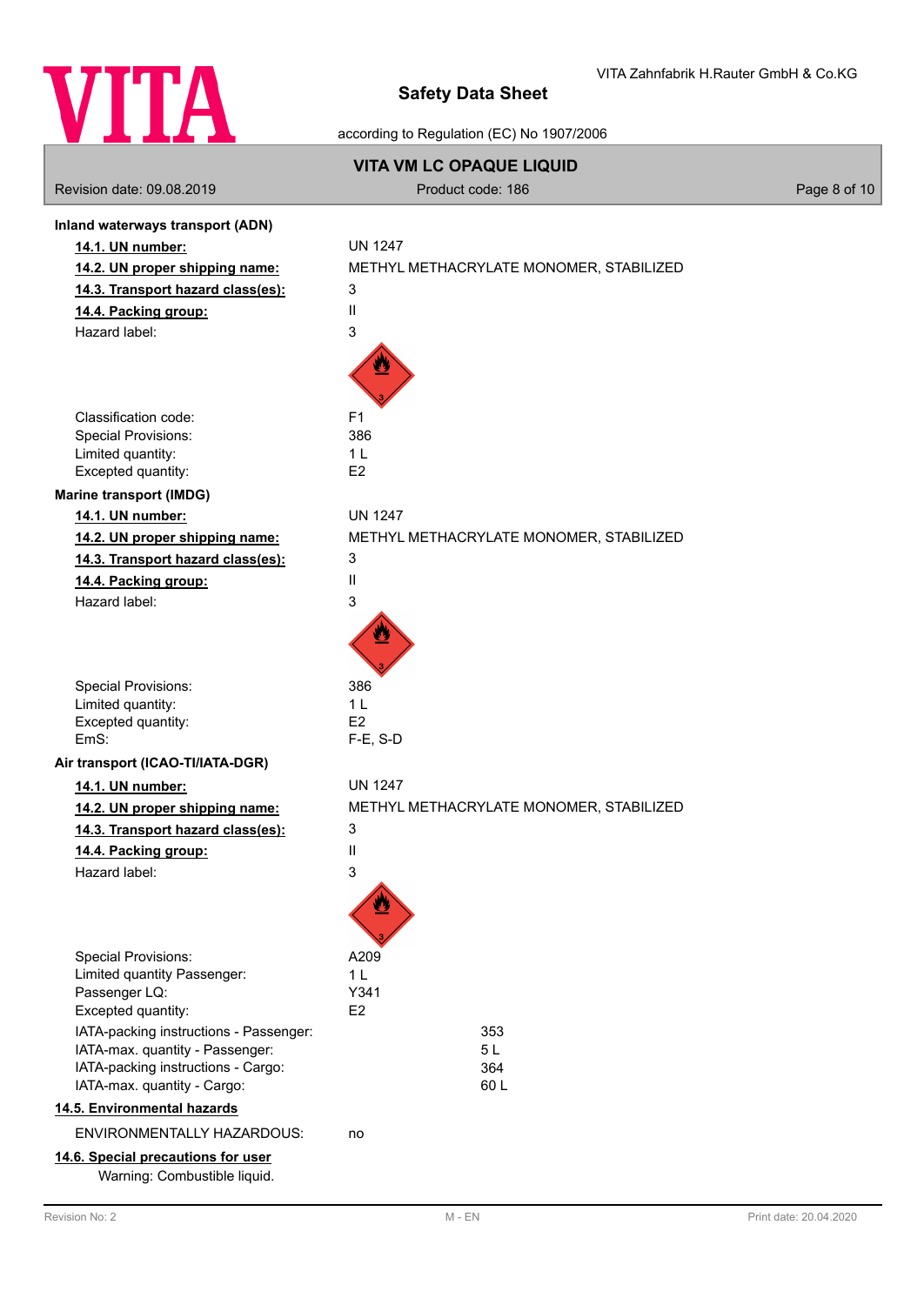**Inland waterways transport (ADN)**

| | |
|---|---|
| **14.1. UN number:** | UN 1247 |
| **14.2. UN proper shipping name:** | METHYL METHACRYLATE MONOMER, STABILIZED |
| **14.3. Transport hazard class(es):** | 3 |
| **14.4. Packing group:** | II |
| Hazard label: | 3 |
| Classification code: | F1 |
| Special Provisions: | 386 |
| Limited quantity: | 1 L |
| Excepted quantity: | E2 |

**Marine transport (IMDG)**

| | |
|---|---|
| **14.1. UN number:** | UN 1247 |
| **14.2. UN proper shipping name:** | METHYL METHACRYLATE MONOMER, STABILIZED |
| **14.3. Transport hazard class(es):** | 3 |
| **14.4. Packing group:** | II |
| Hazard label: | 3 |
| Special Provisions: | 386 |
| Limited quantity: | 1 L |
| Excepted quantity: | E2 |
| EmS: | F-E, S-D |

**Air transport (ICAO-TI/IATA-DGR)**

| | |
|---|---|
| **14.1. UN number:** | UN 1247 |
| **14.2. UN proper shipping name:** | METHYL METHACRYLATE MONOMER, STABILIZED |
| **14.3. Transport hazard class(es):** | 3 |
| **14.4. Packing group:** | II |
| Hazard label: | 3 |
| Special Provisions: | A209 |
| Limited quantity Passenger: | 1 L |
| Passenger LQ: | Y341 |
| Excepted quantity: | E2 |
| IATA-packing instructions - Passenger: | 353 |
| IATA-max. quantity - Passenger: | 5 L |
| IATA-packing instructions - Cargo: | 364 |
| IATA-max. quantity - Cargo: | 60 L |

**14.5. Environmental hazards**

ENVIRONMENTALLY HAZARDOUS: no

**14.6. Special precautions for user**

Warning: Combustible liquid.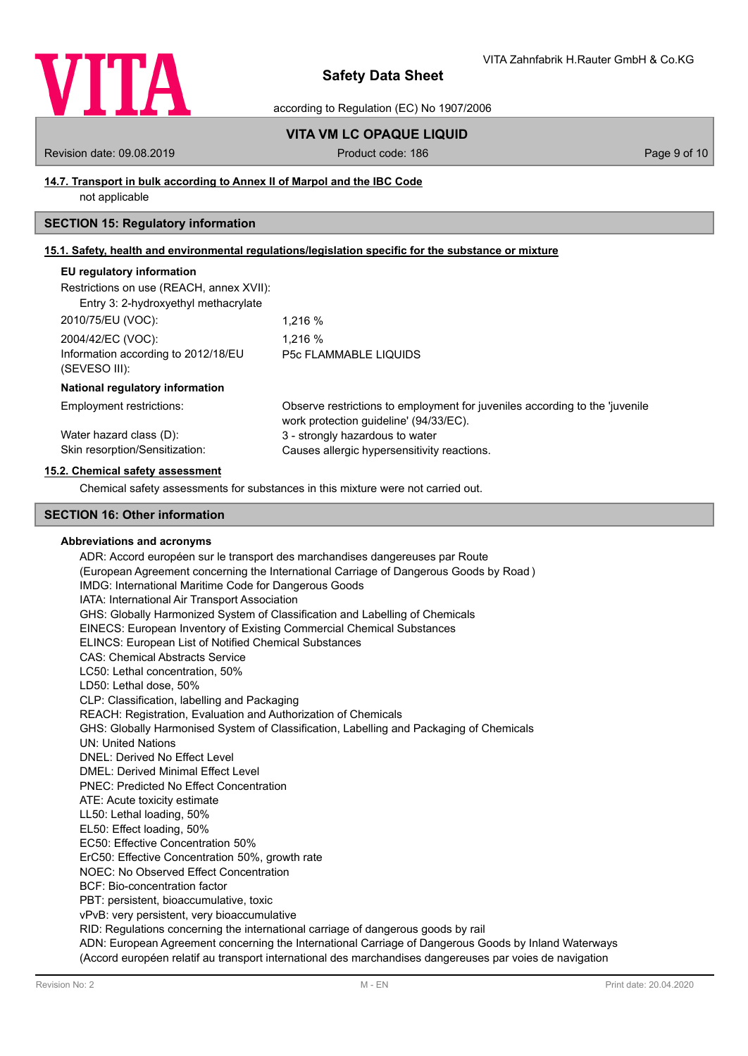### 14.7. Transport in bulk according to Annex II of Marpol and the IBC Code

not applicable

## SECTION 15: Regulatory information

### 15.1. Safety, health and environmental regulations/legislation specific for the substance or mixture

**EU regulatory information**

Restrictions on use (REACH, annex XVII):

Entry 3: 2-hydroxyethyl methacrylate

| | |
|---|---|
| 2010/75/EU (VOC): | 1,216 % |
| 2004/42/EC (VOC): | 1,216 % |
| Information according to 2012/18/EU (SEVESO III): | P5c FLAMMABLE LIQUIDS |

**National regulatory information**

| | |
|---|---|
| Employment restrictions: | Observe restrictions to employment for juveniles according to the 'juvenile work protection guideline' (94/33/EC). |
| Water hazard class (D): | 3 - strongly hazardous to water |
| Skin resorption/Sensitization: | Causes allergic hypersensitivity reactions. |

### 15.2. Chemical safety assessment

Chemical safety assessments for substances in this mixture were not carried out.

## SECTION 16: Other information

**Abbreviations and acronyms**

ADR: Accord européen sur le transport des marchandises dangereuses par Route
(European Agreement concerning the International Carriage of Dangerous Goods by Road )
IMDG: International Maritime Code for Dangerous Goods
IATA: International Air Transport Association
GHS: Globally Harmonized System of Classification and Labelling of Chemicals
EINECS: European Inventory of Existing Commercial Chemical Substances
ELINCS: European List of Notified Chemical Substances
CAS: Chemical Abstracts Service
LC50: Lethal concentration, 50%
LD50: Lethal dose, 50%
CLP: Classification, labelling and Packaging
REACH: Registration, Evaluation and Authorization of Chemicals
GHS: Globally Harmonised System of Classification, Labelling and Packaging of Chemicals
UN: United Nations
DNEL: Derived No Effect Level
DMEL: Derived Minimal Effect Level
PNEC: Predicted No Effect Concentration
ATE: Acute toxicity estimate
LL50: Lethal loading, 50%
EL50: Effect loading, 50%
EC50: Effective Concentration 50%
ErC50: Effective Concentration 50%, growth rate
NOEC: No Observed Effect Concentration
BCF: Bio-concentration factor
PBT: persistent, bioaccumulative, toxic
vPvB: very persistent, very bioaccumulative
RID: Regulations concerning the international carriage of dangerous goods by rail
ADN: European Agreement concerning the International Carriage of Dangerous Goods by Inland Waterways
(Accord européen relatif au transport international des marchandises dangereuses par voies de navigation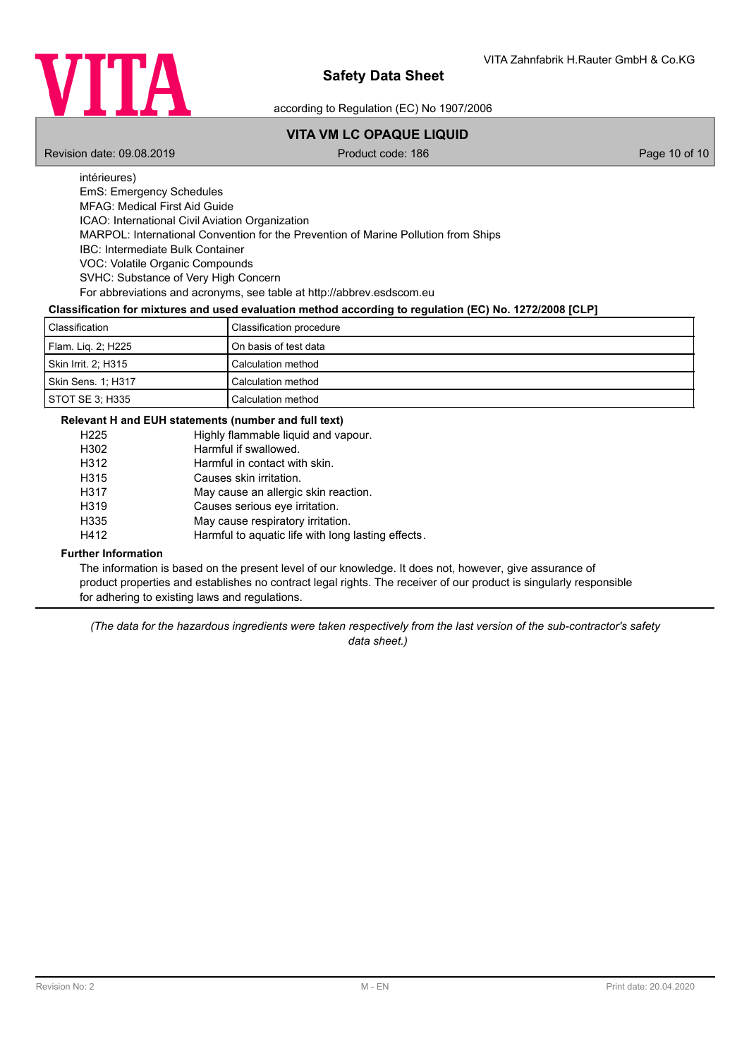intérieures)

EmS: Emergency Schedules

MFAG: Medical First Aid Guide

ICAO: International Civil Aviation Organization

MARPOL: International Convention for the Prevention of Marine Pollution from Ships

IBC: Intermediate Bulk Container

VOC: Volatile Organic Compounds

SVHC: Substance of Very High Concern

For abbreviations and acronyms, see table at http://abbrev.esdscom.eu

**Classification for mixtures and used evaluation method according to regulation (EC) No. 1272/2008 [CLP]**

| Classification | Classification procedure |
|---|---|
| Flam. Liq. 2; H225 | On basis of test data |
| Skin Irrit. 2; H315 | Calculation method |
| Skin Sens. 1; H317 | Calculation method |
| STOT SE 3; H335 | Calculation method |

**Relevant H and EUH statements (number and full text)**

| | |
|---|---|
| H225 | Highly flammable liquid and vapour. |
| H302 | Harmful if swallowed. |
| H312 | Harmful in contact with skin. |
| H315 | Causes skin irritation. |
| H317 | May cause an allergic skin reaction. |
| H319 | Causes serious eye irritation. |
| H335 | May cause respiratory irritation. |
| H412 | Harmful to aquatic life with long lasting effects. |

**Further Information**

The information is based on the present level of our knowledge. It does not, however, give assurance of product properties and establishes no contract legal rights. The receiver of our product is singularly responsible for adhering to existing laws and regulations.

*(The data for the hazardous ingredients were taken respectively from the last version of the sub-contractor's safety data sheet.)*